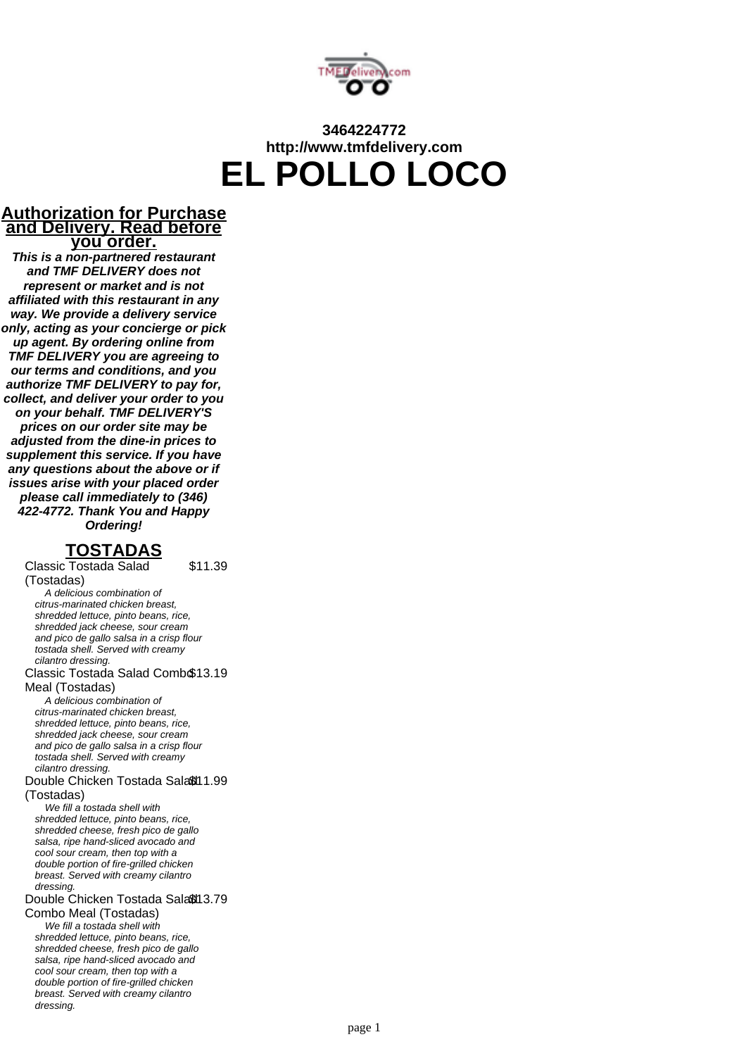**3464224772**
**http://www.tmfdelivery.com**

# EL POLLO LOCO

## Authorization for Purchase and Delivery. Read before you order.

***This is a non-partnered restaurant and TMF DELIVERY does not represent or market and is not affiliated with this restaurant in any way. We provide a delivery service only, acting as your concierge or pick up agent. By ordering online from TMF DELIVERY you are agreeing to our terms and conditions, and you authorize TMF DELIVERY to pay for, collect, and deliver your order to you on your behalf. TMF DELIVERY'S prices on our order site may be adjusted from the dine-in prices to supplement this service. If you have any questions about the above or if issues arise with your placed order please call immediately to (346) 422-4772. Thank You and Happy Ordering!***

## TOSTADAS

Classic Tostada Salad (Tostadas) — $11.39

*A delicious combination of citrus-marinated chicken breast, shredded lettuce, pinto beans, rice, shredded jack cheese, sour cream and pico de gallo salsa in a crisp flour tostada shell. Served with creamy cilantro dressing.*

Classic Tostada Salad Combo Meal (Tostadas) — $13.19

*A delicious combination of citrus-marinated chicken breast, shredded lettuce, pinto beans, rice, shredded jack cheese, sour cream and pico de gallo salsa in a crisp flour tostada shell. Served with creamy cilantro dressing.*

Double Chicken Tostada Salad (Tostadas) — $11.99

*We fill a tostada shell with shredded lettuce, pinto beans, rice, shredded cheese, fresh pico de gallo salsa, ripe hand-sliced avocado and cool sour cream, then top with a double portion of fire-grilled chicken breast. Served with creamy cilantro dressing.*

Double Chicken Tostada Salad Combo Meal (Tostadas) — $13.79

*We fill a tostada shell with shredded lettuce, pinto beans, rice, shredded cheese, fresh pico de gallo salsa, ripe hand-sliced avocado and cool sour cream, then top with a double portion of fire-grilled chicken breast. Served with creamy cilantro dressing.*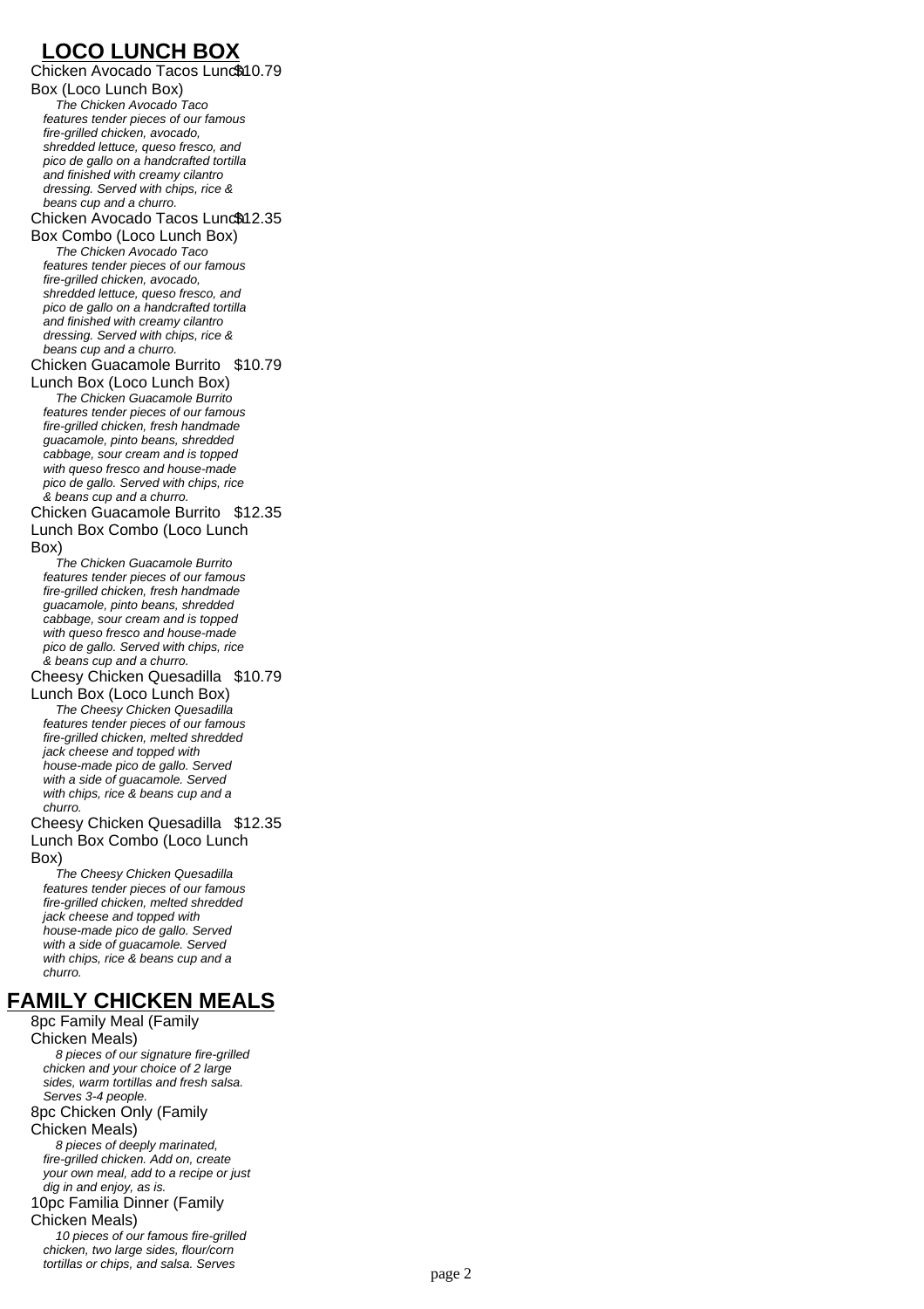## LOCO LUNCH BOX

Chicken Avocado Tacos Lunch Box (Loco Lunch Box) $10.79

*The Chicken Avocado Taco features tender pieces of our famous fire-grilled chicken, avocado, shredded lettuce, queso fresco, and pico de gallo on a handcrafted tortilla and finished with creamy cilantro dressing. Served with chips, rice & beans cup and a churro.*

Chicken Avocado Tacos Lunch Box Combo (Loco Lunch Box) $12.35

*The Chicken Avocado Taco features tender pieces of our famous fire-grilled chicken, avocado, shredded lettuce, queso fresco, and pico de gallo on a handcrafted tortilla and finished with creamy cilantro dressing. Served with chips, rice & beans cup and a churro.*

Chicken Guacamole Burrito Lunch Box (Loco Lunch Box) $10.79

*The Chicken Guacamole Burrito features tender pieces of our famous fire-grilled chicken, fresh handmade guacamole, pinto beans, shredded cabbage, sour cream and is topped with queso fresco and house-made pico de gallo. Served with chips, rice & beans cup and a churro.*

Chicken Guacamole Burrito Lunch Box Combo (Loco Lunch Box) $12.35

*The Chicken Guacamole Burrito features tender pieces of our famous fire-grilled chicken, fresh handmade guacamole, pinto beans, shredded cabbage, sour cream and is topped with queso fresco and house-made pico de gallo. Served with chips, rice & beans cup and a churro.*

Cheesy Chicken Quesadilla Lunch Box (Loco Lunch Box) $10.79

*The Cheesy Chicken Quesadilla features tender pieces of our famous fire-grilled chicken, melted shredded jack cheese and topped with house-made pico de gallo. Served with a side of guacamole. Served with chips, rice & beans cup and a churro.*

Cheesy Chicken Quesadilla Lunch Box Combo (Loco Lunch Box) $12.35

*The Cheesy Chicken Quesadilla features tender pieces of our famous fire-grilled chicken, melted shredded jack cheese and topped with house-made pico de gallo. Served with a side of guacamole. Served with chips, rice & beans cup and a churro.*

## FAMILY CHICKEN MEALS

8pc Family Meal (Family Chicken Meals)

*8 pieces of our signature fire-grilled chicken and your choice of 2 large sides, warm tortillas and fresh salsa. Serves 3-4 people.*

8pc Chicken Only (Family Chicken Meals)

*8 pieces of deeply marinated, fire-grilled chicken. Add on, create your own meal, add to a recipe or just dig in and enjoy, as is.*

10pc Familia Dinner (Family Chicken Meals)

*10 pieces of our famous fire-grilled chicken, two large sides, flour/corn tortillas or chips, and salsa. Serves*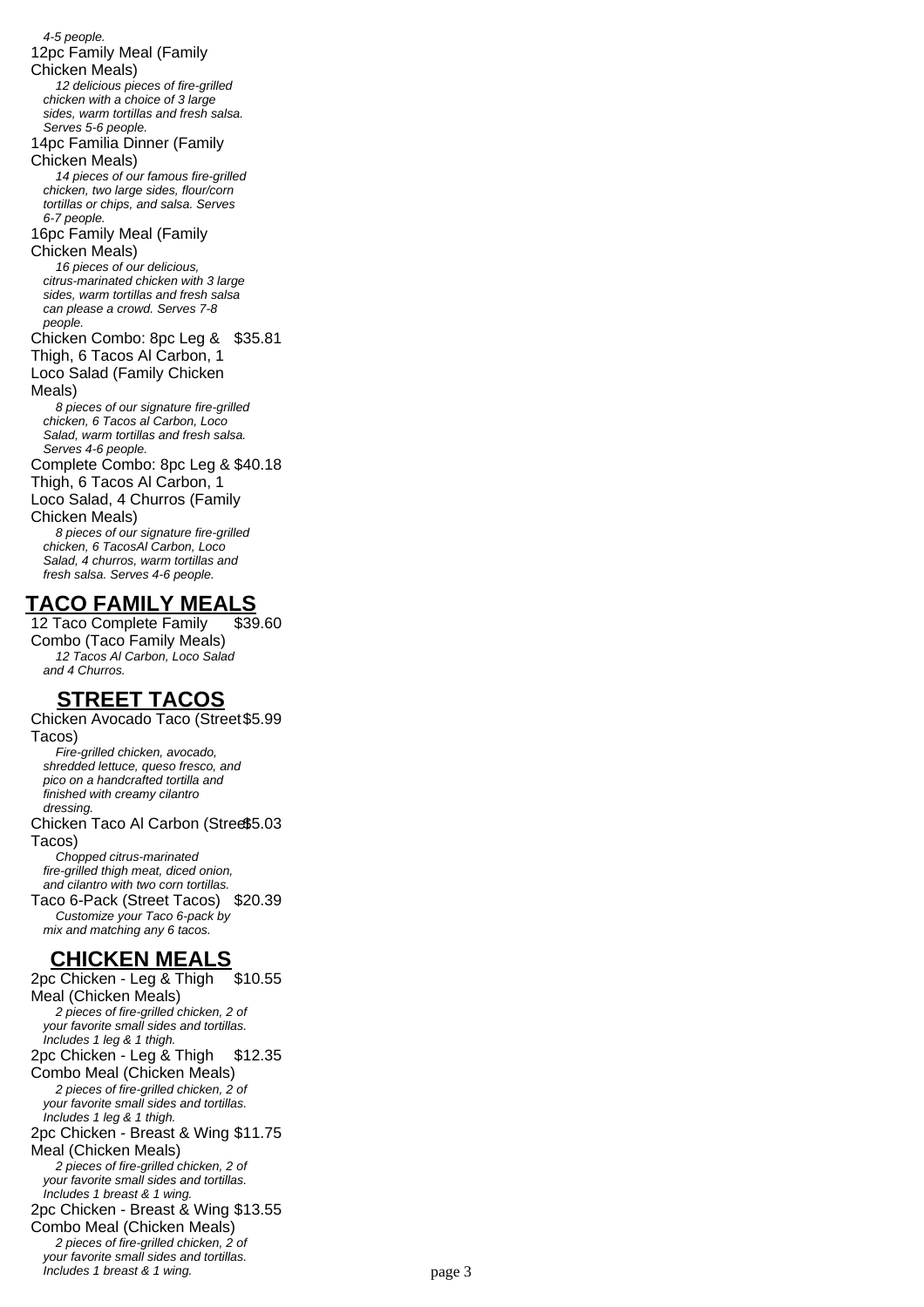4-5 people.

12pc Family Meal (Family Chicken Meals)

*12 delicious pieces of fire-grilled chicken with a choice of 3 large sides, warm tortillas and fresh salsa. Serves 5-6 people.*

14pc Familia Dinner (Family Chicken Meals)

*14 pieces of our famous fire-grilled chicken, two large sides, flour/corn tortillas or chips, and salsa. Serves 6-7 people.*

16pc Family Meal (Family Chicken Meals)

*16 pieces of our delicious, citrus-marinated chicken with 3 large sides, warm tortillas and fresh salsa can please a crowd. Serves 7-8 people.*

Chicken Combo: 8pc Leg & Thigh, 6 Tacos Al Carbon, 1 Loco Salad (Family Chicken Meals) — $35.81

*8 pieces of our signature fire-grilled chicken, 6 Tacos al Carbon, Loco Salad, warm tortillas and fresh salsa. Serves 4-6 people.*

Complete Combo: 8pc Leg & Thigh, 6 Tacos Al Carbon, 1 Loco Salad, 4 Churros (Family Chicken Meals) — $40.18

*8 pieces of our signature fire-grilled chicken, 6 TacosAl Carbon, Loco Salad, 4 churros, warm tortillas and fresh salsa. Serves 4-6 people.*

## TACO FAMILY MEALS

12 Taco Complete Family Combo (Taco Family Meals) — $39.60

*12 Tacos Al Carbon, Loco Salad and 4 Churros.*

## STREET TACOS

Chicken Avocado Taco (Street Tacos) — $5.99

*Fire-grilled chicken, avocado, shredded lettuce, queso fresco, and pico on a handcrafted tortilla and finished with creamy cilantro dressing.*

Chicken Taco Al Carbon (Street Tacos) — $5.03

*Chopped citrus-marinated fire-grilled thigh meat, diced onion, and cilantro with two corn tortillas.*

Taco 6-Pack (Street Tacos) — $20.39

*Customize your Taco 6-pack by mix and matching any 6 tacos.*

## CHICKEN MEALS

2pc Chicken - Leg & Thigh Meal (Chicken Meals) — $10.55

*2 pieces of fire-grilled chicken, 2 of your favorite small sides and tortillas. Includes 1 leg & 1 thigh.*

2pc Chicken - Leg & Thigh Combo Meal (Chicken Meals) — $12.35

*2 pieces of fire-grilled chicken, 2 of your favorite small sides and tortillas. Includes 1 leg & 1 thigh.*

2pc Chicken - Breast & Wing Meal (Chicken Meals) — $11.75

*2 pieces of fire-grilled chicken, 2 of your favorite small sides and tortillas. Includes 1 breast & 1 wing.*

2pc Chicken - Breast & Wing Combo Meal (Chicken Meals) — $13.55

*2 pieces of fire-grilled chicken, 2 of your favorite small sides and tortillas. Includes 1 breast & 1 wing.*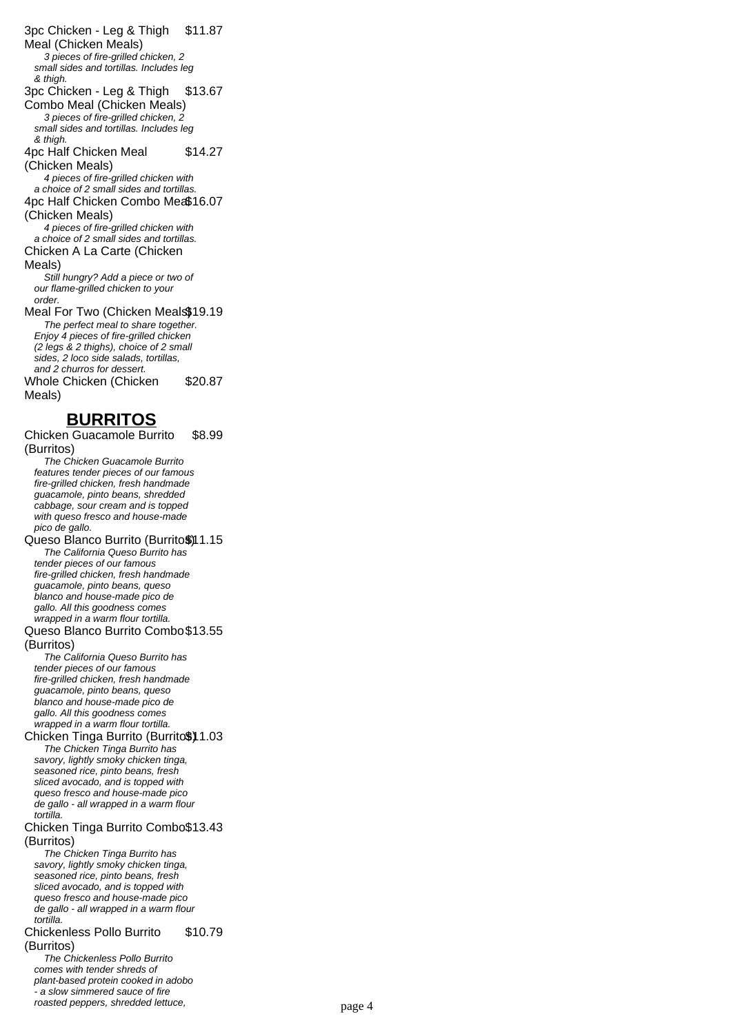3pc Chicken - Leg & Thigh Meal (Chicken Meals) $11.87

*3 pieces of fire-grilled chicken, 2 small sides and tortillas. Includes leg & thigh.*

3pc Chicken - Leg & Thigh Combo Meal (Chicken Meals) $13.67

*3 pieces of fire-grilled chicken, 2 small sides and tortillas. Includes leg & thigh.*

4pc Half Chicken Meal (Chicken Meals) $14.27

*4 pieces of fire-grilled chicken with a choice of 2 small sides and tortillas.*

4pc Half Chicken Combo Meal (Chicken Meals) $16.07

*4 pieces of fire-grilled chicken with a choice of 2 small sides and tortillas.*

Chicken A La Carte (Chicken Meals)

*Still hungry? Add a piece or two of our flame-grilled chicken to your order.*

Meal For Two (Chicken Meals) $19.19

*The perfect meal to share together. Enjoy 4 pieces of fire-grilled chicken (2 legs & 2 thighs), choice of 2 small sides, 2 loco side salads, tortillas, and 2 churros for dessert.*

Whole Chicken (Chicken Meals) $20.87

## BURRITOS

Chicken Guacamole Burrito (Burritos) $8.99

*The Chicken Guacamole Burrito features tender pieces of our famous fire-grilled chicken, fresh handmade guacamole, pinto beans, shredded cabbage, sour cream and is topped with queso fresco and house-made pico de gallo.*

Queso Blanco Burrito (Burritos) $11.15

*The California Queso Burrito has tender pieces of our famous fire-grilled chicken, fresh handmade guacamole, pinto beans, queso blanco and house-made pico de gallo. All this goodness comes wrapped in a warm flour tortilla.*

Queso Blanco Burrito Combo (Burritos) $13.55

*The California Queso Burrito has tender pieces of our famous fire-grilled chicken, fresh handmade guacamole, pinto beans, queso blanco and house-made pico de gallo. All this goodness comes wrapped in a warm flour tortilla.*

Chicken Tinga Burrito (Burritos) $11.03

*The Chicken Tinga Burrito has savory, lightly smoky chicken tinga, seasoned rice, pinto beans, fresh sliced avocado, and is topped with queso fresco and house-made pico de gallo - all wrapped in a warm flour tortilla.*

Chicken Tinga Burrito Combo (Burritos) $13.43

*The Chicken Tinga Burrito has savory, lightly smoky chicken tinga, seasoned rice, pinto beans, fresh sliced avocado, and is topped with queso fresco and house-made pico de gallo - all wrapped in a warm flour tortilla.*

Chickenless Pollo Burrito (Burritos) $10.79

*The Chickenless Pollo Burrito comes with tender shreds of plant-based protein cooked in adobo - a slow simmered sauce of fire roasted peppers, shredded lettuce,*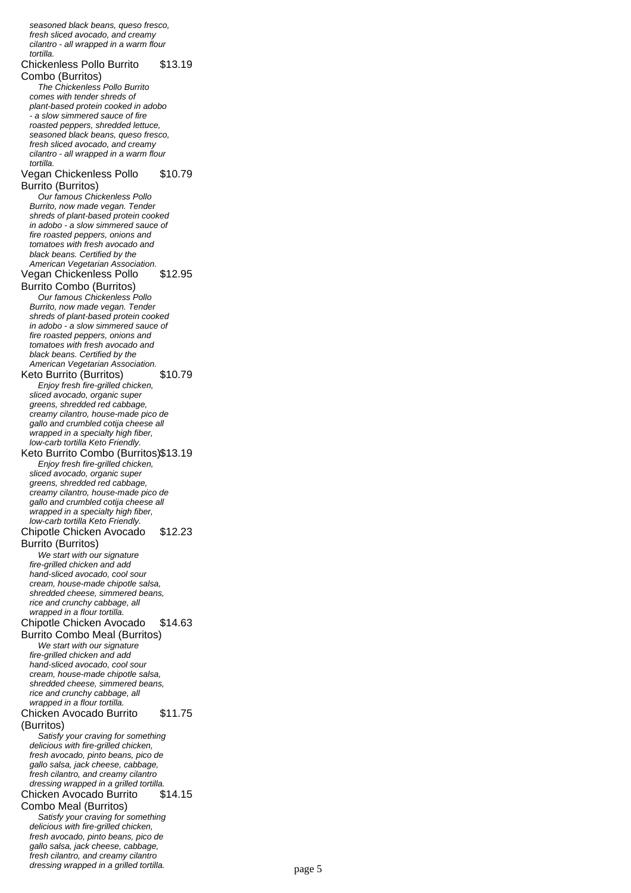*seasoned black beans, queso fresco, fresh sliced avocado, and creamy cilantro - all wrapped in a warm flour tortilla.*

**Chickenless Pollo Burrito Combo (Burritos)** $13.19

*The Chickenless Pollo Burrito comes with tender shreds of plant-based protein cooked in adobo - a slow simmered sauce of fire roasted peppers, shredded lettuce, seasoned black beans, queso fresco, fresh sliced avocado, and creamy cilantro - all wrapped in a warm flour tortilla.*

**Vegan Chickenless Pollo Burrito (Burritos)** $10.79

*Our famous Chickenless Pollo Burrito, now made vegan. Tender shreds of plant-based protein cooked in adobo - a slow simmered sauce of fire roasted peppers, onions and tomatoes with fresh avocado and black beans. Certified by the American Vegetarian Association.*

**Vegan Chickenless Pollo Burrito Combo (Burritos)** $12.95

*Our famous Chickenless Pollo Burrito, now made vegan. Tender shreds of plant-based protein cooked in adobo - a slow simmered sauce of fire roasted peppers, onions and tomatoes with fresh avocado and black beans. Certified by the American Vegetarian Association.*

**Keto Burrito (Burritos)** $10.79

*Enjoy fresh fire-grilled chicken, sliced avocado, organic super greens, shredded red cabbage, creamy cilantro, house-made pico de gallo and crumbled cotija cheese all wrapped in a specialty high fiber, low-carb tortilla Keto Friendly.*

**Keto Burrito Combo (Burritos)** $13.19

*Enjoy fresh fire-grilled chicken, sliced avocado, organic super greens, shredded red cabbage, creamy cilantro, house-made pico de gallo and crumbled cotija cheese all wrapped in a specialty high fiber, low-carb tortilla Keto Friendly.*

**Chipotle Chicken Avocado Burrito (Burritos)** $12.23

*We start with our signature fire-grilled chicken and add hand-sliced avocado, cool sour cream, house-made chipotle salsa, shredded cheese, simmered beans, rice and crunchy cabbage, all wrapped in a flour tortilla.*

**Chipotle Chicken Avocado Burrito Combo Meal (Burritos)** $14.63

*We start with our signature fire-grilled chicken and add hand-sliced avocado, cool sour cream, house-made chipotle salsa, shredded cheese, simmered beans, rice and crunchy cabbage, all wrapped in a flour tortilla.*

**Chicken Avocado Burrito (Burritos)** $11.75

*Satisfy your craving for something delicious with fire-grilled chicken, fresh avocado, pinto beans, pico de gallo salsa, jack cheese, cabbage, fresh cilantro, and creamy cilantro dressing wrapped in a grilled tortilla.*

**Chicken Avocado Burrito Combo Meal (Burritos)** $14.15

*Satisfy your craving for something delicious with fire-grilled chicken, fresh avocado, pinto beans, pico de gallo salsa, jack cheese, cabbage, fresh cilantro, and creamy cilantro dressing wrapped in a grilled tortilla.*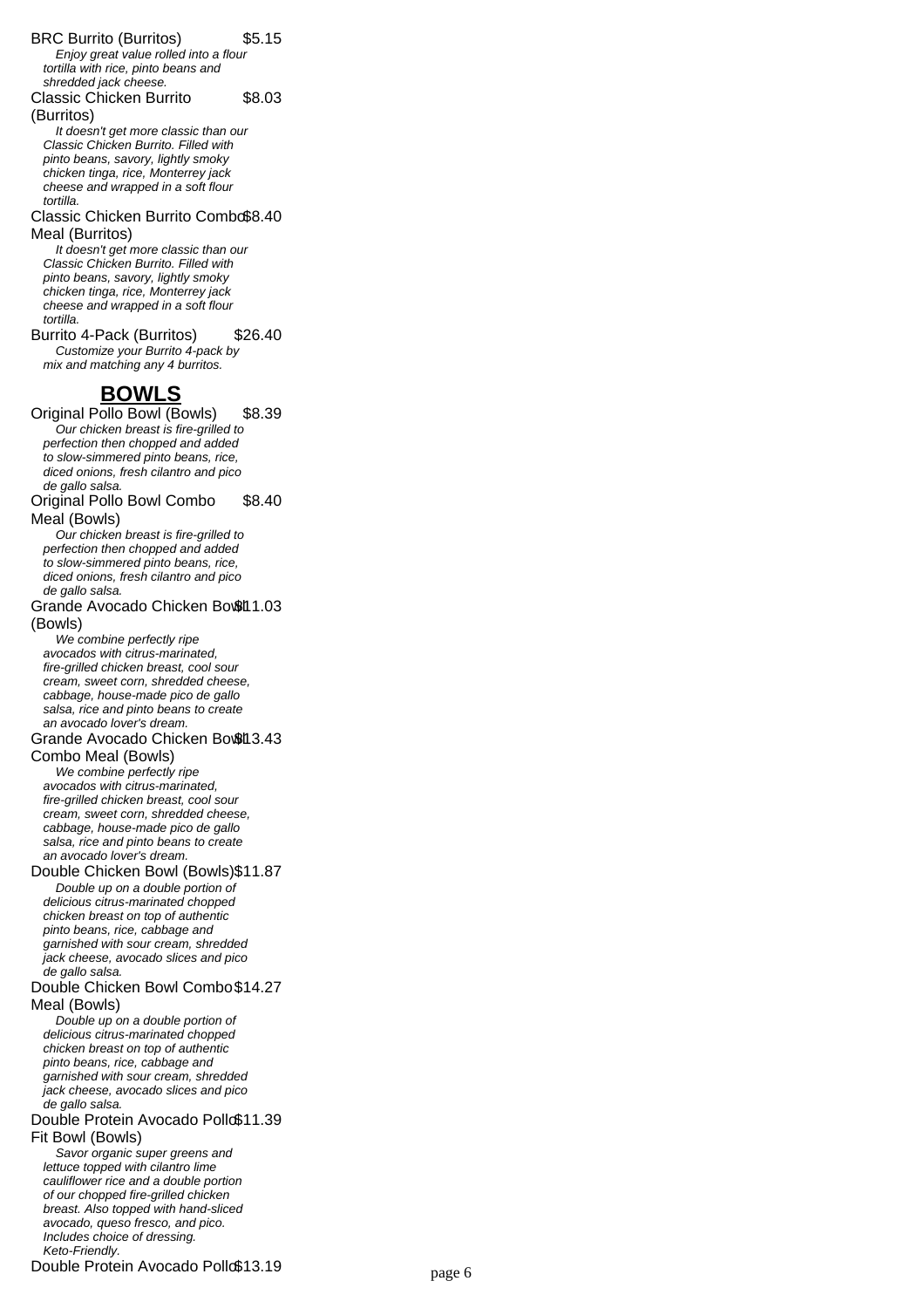BRC Burrito (Burritos) $5.15

*Enjoy great value rolled into a flour tortilla with rice, pinto beans and shredded jack cheese.*

Classic Chicken Burrito (Burritos) $8.03

*It doesn't get more classic than our Classic Chicken Burrito. Filled with pinto beans, savory, lightly smoky chicken tinga, rice, Monterrey jack cheese and wrapped in a soft flour tortilla.*

Classic Chicken Burrito Combo Meal (Burritos) $8.40

*It doesn't get more classic than our Classic Chicken Burrito. Filled with pinto beans, savory, lightly smoky chicken tinga, rice, Monterrey jack cheese and wrapped in a soft flour tortilla.*

Burrito 4-Pack (Burritos) $26.40

*Customize your Burrito 4-pack by mix and matching any 4 burritos.*

## BOWLS

Original Pollo Bowl (Bowls) $8.39

*Our chicken breast is fire-grilled to perfection then chopped and added to slow-simmered pinto beans, rice, diced onions, fresh cilantro and pico de gallo salsa.*

Original Pollo Bowl Combo Meal (Bowls) $8.40

*Our chicken breast is fire-grilled to perfection then chopped and added to slow-simmered pinto beans, rice, diced onions, fresh cilantro and pico de gallo salsa.*

Grande Avocado Chicken Bowl (Bowls) $11.03

*We combine perfectly ripe avocados with citrus-marinated, fire-grilled chicken breast, cool sour cream, sweet corn, shredded cheese, cabbage, house-made pico de gallo salsa, rice and pinto beans to create an avocado lover's dream.*

Grande Avocado Chicken Bowl Combo Meal (Bowls) $13.43

*We combine perfectly ripe avocados with citrus-marinated, fire-grilled chicken breast, cool sour cream, sweet corn, shredded cheese, cabbage, house-made pico de gallo salsa, rice and pinto beans to create an avocado lover's dream.*

Double Chicken Bowl (Bowls) $11.87

*Double up on a double portion of delicious citrus-marinated chopped chicken breast on top of authentic pinto beans, rice, cabbage and garnished with sour cream, shredded jack cheese, avocado slices and pico de gallo salsa.*

Double Chicken Bowl Combo Meal (Bowls) $14.27

*Double up on a double portion of delicious citrus-marinated chopped chicken breast on top of authentic pinto beans, rice, cabbage and garnished with sour cream, shredded jack cheese, avocado slices and pico de gallo salsa.*

Double Protein Avocado Pollo Fit Bowl (Bowls) $11.39

*Savor organic super greens and lettuce topped with cilantro lime cauliflower rice and a double portion of our chopped fire-grilled chicken breast. Also topped with hand-sliced avocado, queso fresco, and pico. Includes choice of dressing. Keto-Friendly.*

Double Protein Avocado Pollo $13.19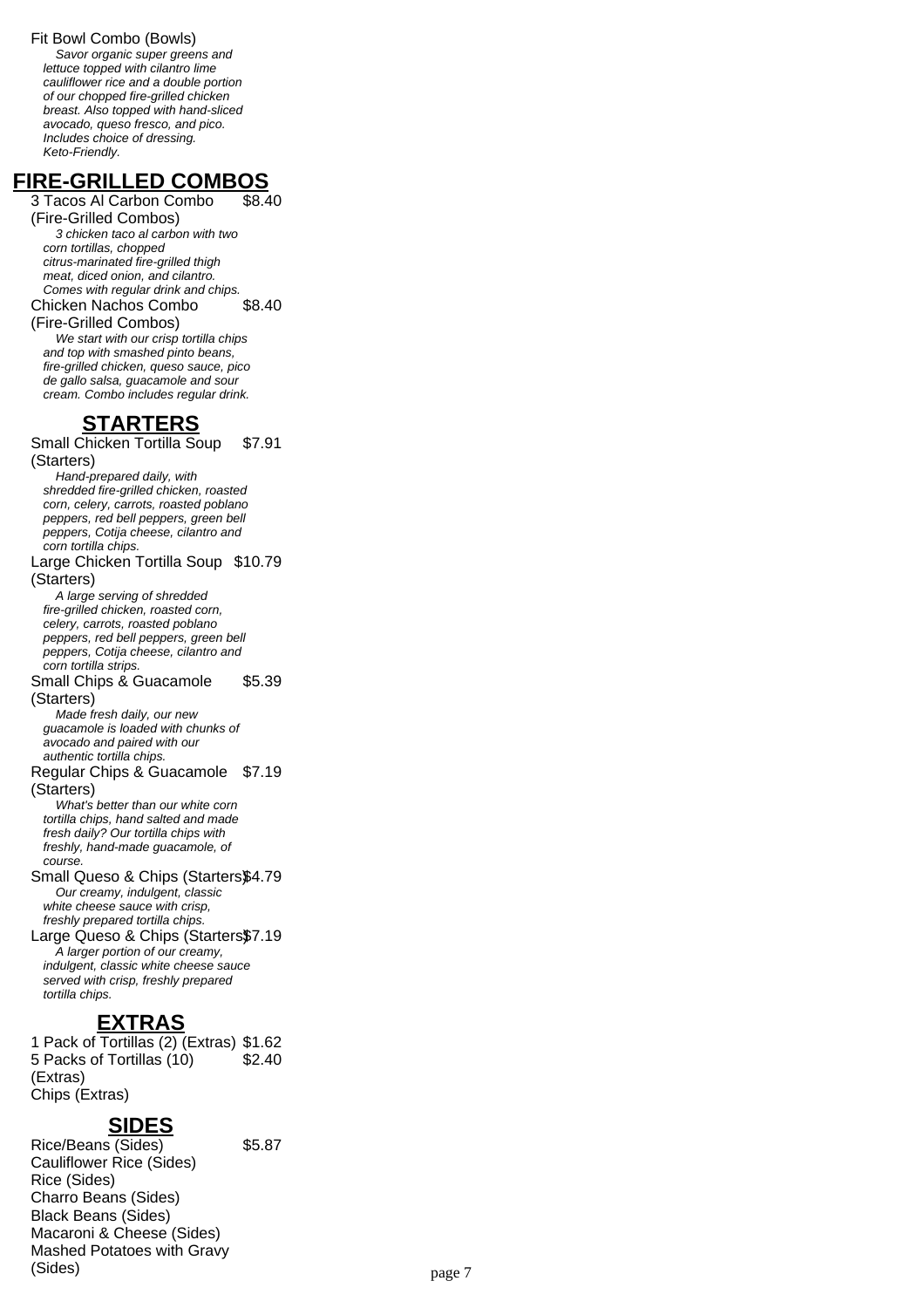Fit Bowl Combo (Bowls)

*Savor organic super greens and lettuce topped with cilantro lime cauliflower rice and a double portion of our chopped fire-grilled chicken breast. Also topped with hand-sliced avocado, queso fresco, and pico. Includes choice of dressing. Keto-Friendly.*

## FIRE-GRILLED COMBOS

3 Tacos Al Carbon Combo (Fire-Grilled Combos) $8.40

*3 chicken taco al carbon with two corn tortillas, chopped citrus-marinated fire-grilled thigh meat, diced onion, and cilantro. Comes with regular drink and chips.*

Chicken Nachos Combo (Fire-Grilled Combos) $8.40

*We start with our crisp tortilla chips and top with smashed pinto beans, fire-grilled chicken, queso sauce, pico de gallo salsa, guacamole and sour cream. Combo includes regular drink.*

## STARTERS

Small Chicken Tortilla Soup (Starters) $7.91

*Hand-prepared daily, with shredded fire-grilled chicken, roasted corn, celery, carrots, roasted poblano peppers, red bell peppers, green bell peppers, Cotija cheese, cilantro and corn tortilla chips.*

Large Chicken Tortilla Soup (Starters) $10.79

*A large serving of shredded fire-grilled chicken, roasted corn, celery, carrots, roasted poblano peppers, red bell peppers, green bell peppers, Cotija cheese, cilantro and corn tortilla strips.*

Small Chips & Guacamole (Starters) $5.39

*Made fresh daily, our new guacamole is loaded with chunks of avocado and paired with our authentic tortilla chips.*

Regular Chips & Guacamole (Starters) $7.19

*What's better than our white corn tortilla chips, hand salted and made fresh daily? Our tortilla chips with freshly, hand-made guacamole, of course.*

Small Queso & Chips (Starters) $4.79

*Our creamy, indulgent, classic white cheese sauce with crisp, freshly prepared tortilla chips.*

Large Queso & Chips (Starters) $7.19

*A larger portion of our creamy, indulgent, classic white cheese sauce served with crisp, freshly prepared tortilla chips.*

## EXTRAS

1 Pack of Tortillas (2) (Extras) $1.62

5 Packs of Tortillas (10) (Extras) $2.40

Chips (Extras)

## SIDES

Rice/Beans (Sides) $5.87

Cauliflower Rice (Sides)

Rice (Sides)

Charro Beans (Sides)

Black Beans (Sides)

Macaroni & Cheese (Sides)

Mashed Potatoes with Gravy (Sides)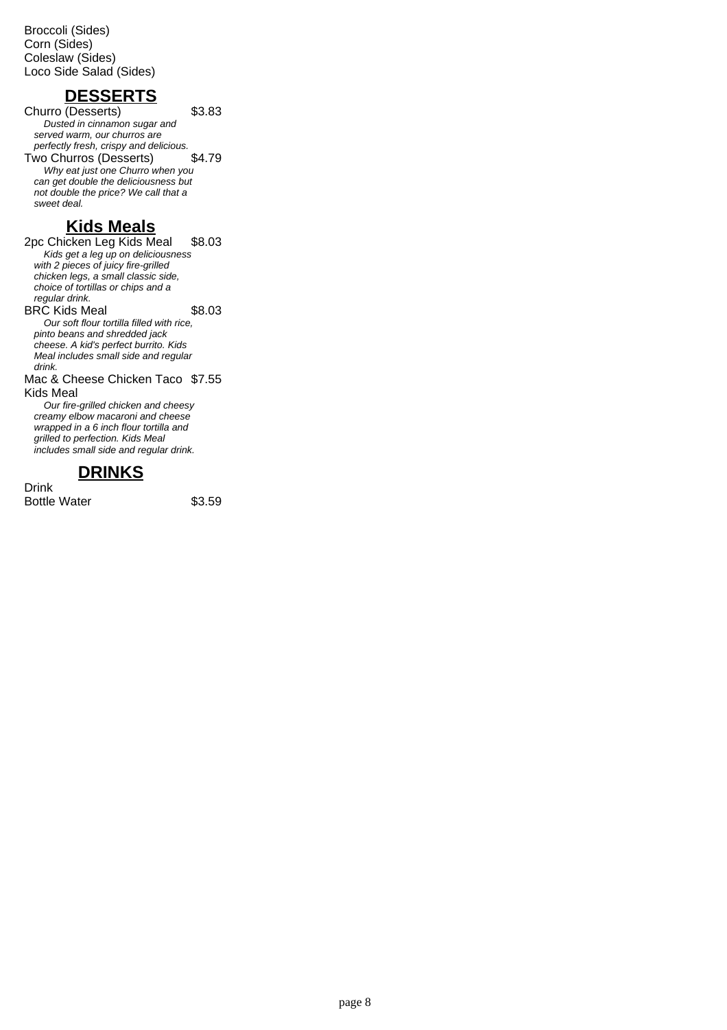Broccoli (Sides)
Corn (Sides)
Coleslaw (Sides)
Loco Side Salad (Sides)

## DESSERTS

Churro (Desserts) $3.83

*Dusted in cinnamon sugar and served warm, our churros are perfectly fresh, crispy and delicious.*

Two Churros (Desserts) $4.79

*Why eat just one Churro when you can get double the deliciousness but not double the price? We call that a sweet deal.*

## Kids Meals

2pc Chicken Leg Kids Meal $8.03

*Kids get a leg up on deliciousness with 2 pieces of juicy fire-grilled chicken legs, a small classic side, choice of tortillas or chips and a regular drink.*

BRC Kids Meal $8.03

*Our soft flour tortilla filled with rice, pinto beans and shredded jack cheese. A kid's perfect burrito. Kids Meal includes small side and regular drink.*

Mac & Cheese Chicken Taco Kids Meal $7.55

*Our fire-grilled chicken and cheesy creamy elbow macaroni and cheese wrapped in a 6 inch flour tortilla and grilled to perfection. Kids Meal includes small side and regular drink.*

## DRINKS

Drink
Bottle Water $3.59